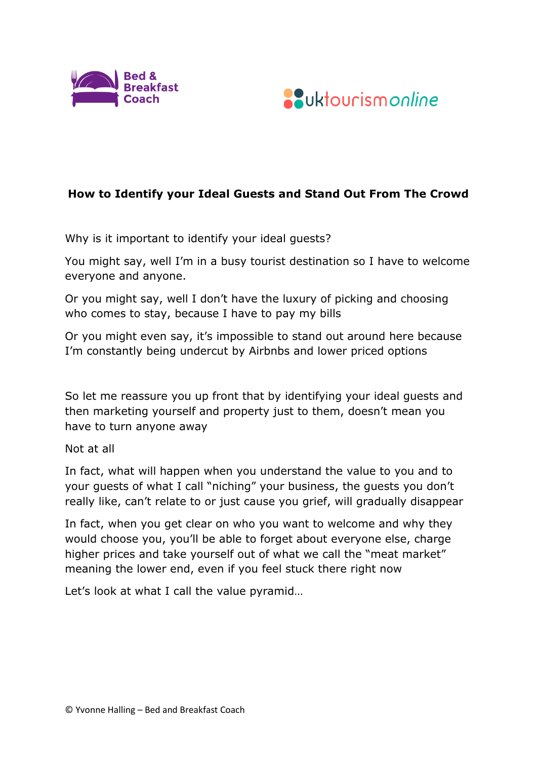# How to Identify your Ideal Guests and Stand Out From The Crowd

Why is it important to identify your ideal guests?

You might say, well I'm in a busy tourist destination so I have to welcome everyone and anyone.

Or you might say, well I don't have the luxury of picking and choosing who comes to stay, because I have to pay my bills

Or you might even say, it's impossible to stand out around here because I'm constantly being undercut by Airbnbs and lower priced options

So let me reassure you up front that by identifying your ideal guests and then marketing yourself and property just to them, doesn't mean you have to turn anyone away

Not at all

In fact, what will happen when you understand the value to you and to your guests of what I call "niching" your business, the guests you don't really like, can't relate to or just cause you grief, will gradually disappear

In fact, when you get clear on who you want to welcome and why they would choose you, you'll be able to forget about everyone else, charge higher prices and take yourself out of what we call the "meat market" meaning the lower end, even if you feel stuck there right now

Let's look at what I call the value pyramid…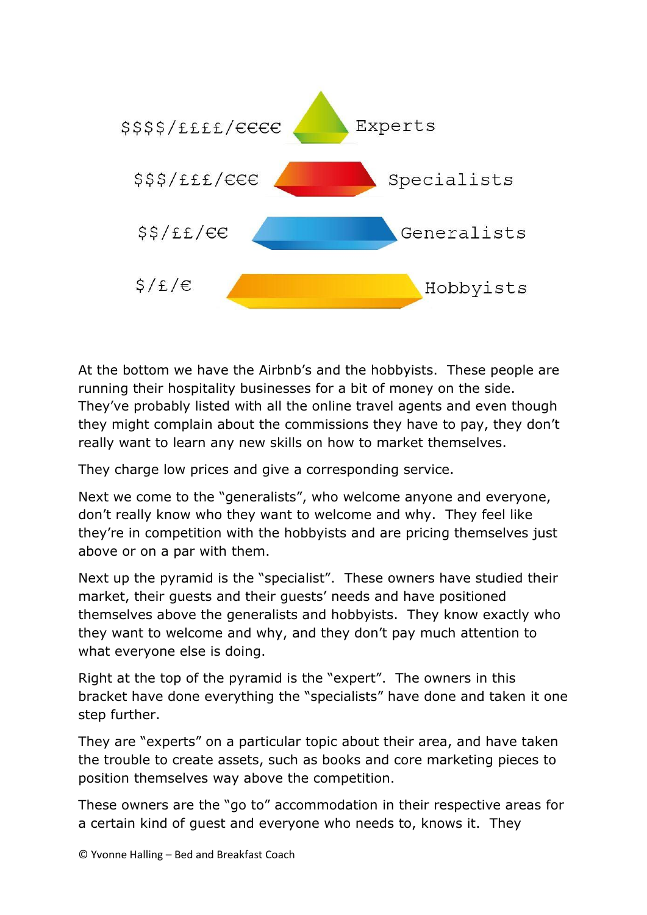$$$$/££££/€€€€ — Experts

$$$/£££/€€€ — Specialists

$$/££/€€ — Generalists

$/£/€ — Hobbyists

At the bottom we have the Airbnb's and the hobbyists. These people are running their hospitality businesses for a bit of money on the side. They've probably listed with all the online travel agents and even though they might complain about the commissions they have to pay, they don't really want to learn any new skills on how to market themselves.

They charge low prices and give a corresponding service.

Next we come to the "generalists", who welcome anyone and everyone, don't really know who they want to welcome and why. They feel like they're in competition with the hobbyists and are pricing themselves just above or on a par with them.

Next up the pyramid is the "specialist". These owners have studied their market, their guests and their guests' needs and have positioned themselves above the generalists and hobbyists. They know exactly who they want to welcome and why, and they don't pay much attention to what everyone else is doing.

Right at the top of the pyramid is the "expert". The owners in this bracket have done everything the "specialists" have done and taken it one step further.

They are "experts" on a particular topic about their area, and have taken the trouble to create assets, such as books and core marketing pieces to position themselves way above the competition.

These owners are the "go to" accommodation in their respective areas for a certain kind of guest and everyone who needs to, knows it. They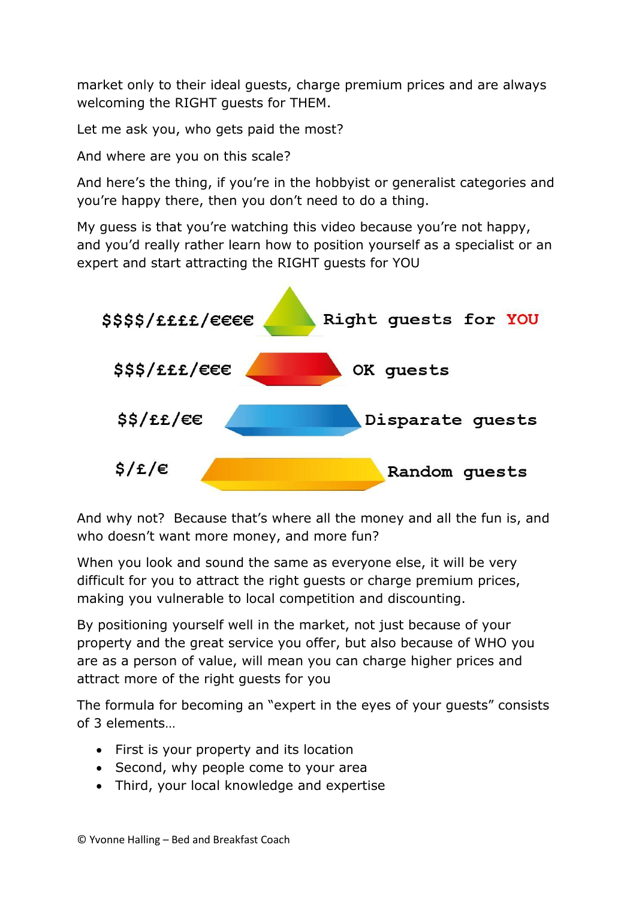market only to their ideal guests, charge premium prices and are always welcoming the RIGHT guests for THEM.

Let me ask you, who gets paid the most?

And where are you on this scale?

And here's the thing, if you're in the hobbyist or generalist categories and you're happy there, then you don't need to do a thing.

My guess is that you're watching this video because you're not happy, and you'd really rather learn how to position yourself as a specialist or an expert and start attracting the RIGHT guests for YOU

| | |
|---|---|
| $$$$/££££/€€€€ | Right guests for **YOU** |
| $$$/£££/€€€ | OK guests |
| $$/££/€€ | Disparate guests |
| $/£/€ | Random guests |

And why not? Because that's where all the money and all the fun is, and who doesn't want more money, and more fun?

When you look and sound the same as everyone else, it will be very difficult for you to attract the right guests or charge premium prices, making you vulnerable to local competition and discounting.

By positioning yourself well in the market, not just because of your property and the great service you offer, but also because of WHO you are as a person of value, will mean you can charge higher prices and attract more of the right guests for you

The formula for becoming an "expert in the eyes of your guests" consists of 3 elements…

- First is your property and its location
- Second, why people come to your area
- Third, your local knowledge and expertise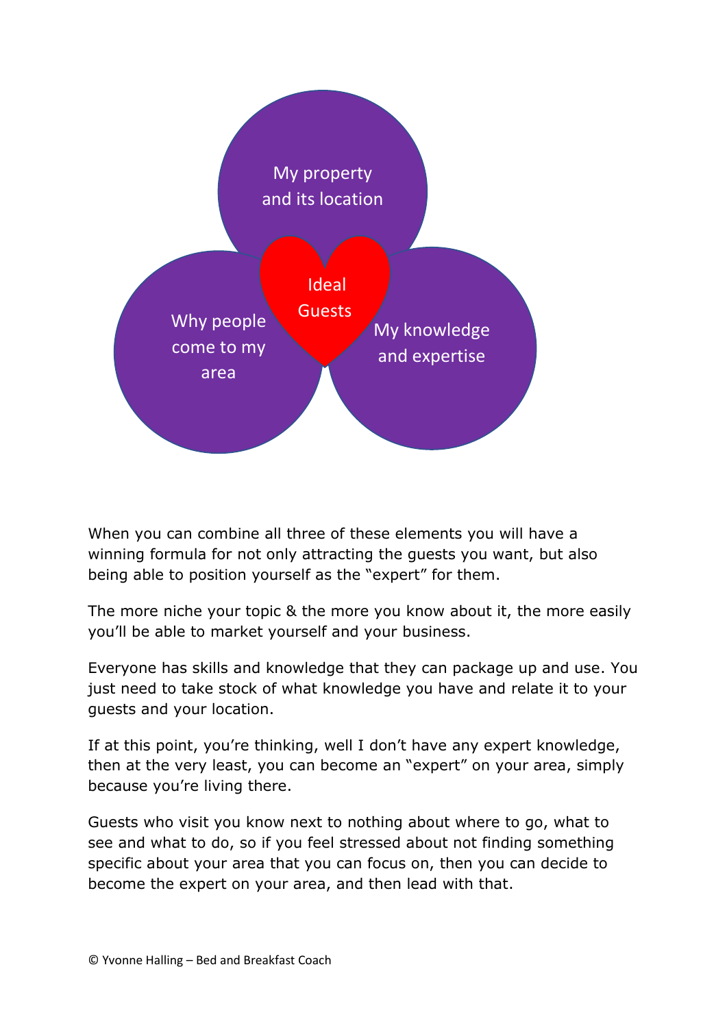My property and its location

Ideal Guests

Why people come to my area

My knowledge and expertise

When you can combine all three of these elements you will have a winning formula for not only attracting the guests you want, but also being able to position yourself as the "expert" for them.

The more niche your topic & the more you know about it, the more easily you'll be able to market yourself and your business.

Everyone has skills and knowledge that they can package up and use. You just need to take stock of what knowledge you have and relate it to your guests and your location.

If at this point, you're thinking, well I don't have any expert knowledge, then at the very least, you can become an "expert" on your area, simply because you're living there.

Guests who visit you know next to nothing about where to go, what to see and what to do, so if you feel stressed about not finding something specific about your area that you can focus on, then you can decide to become the expert on your area, and then lead with that.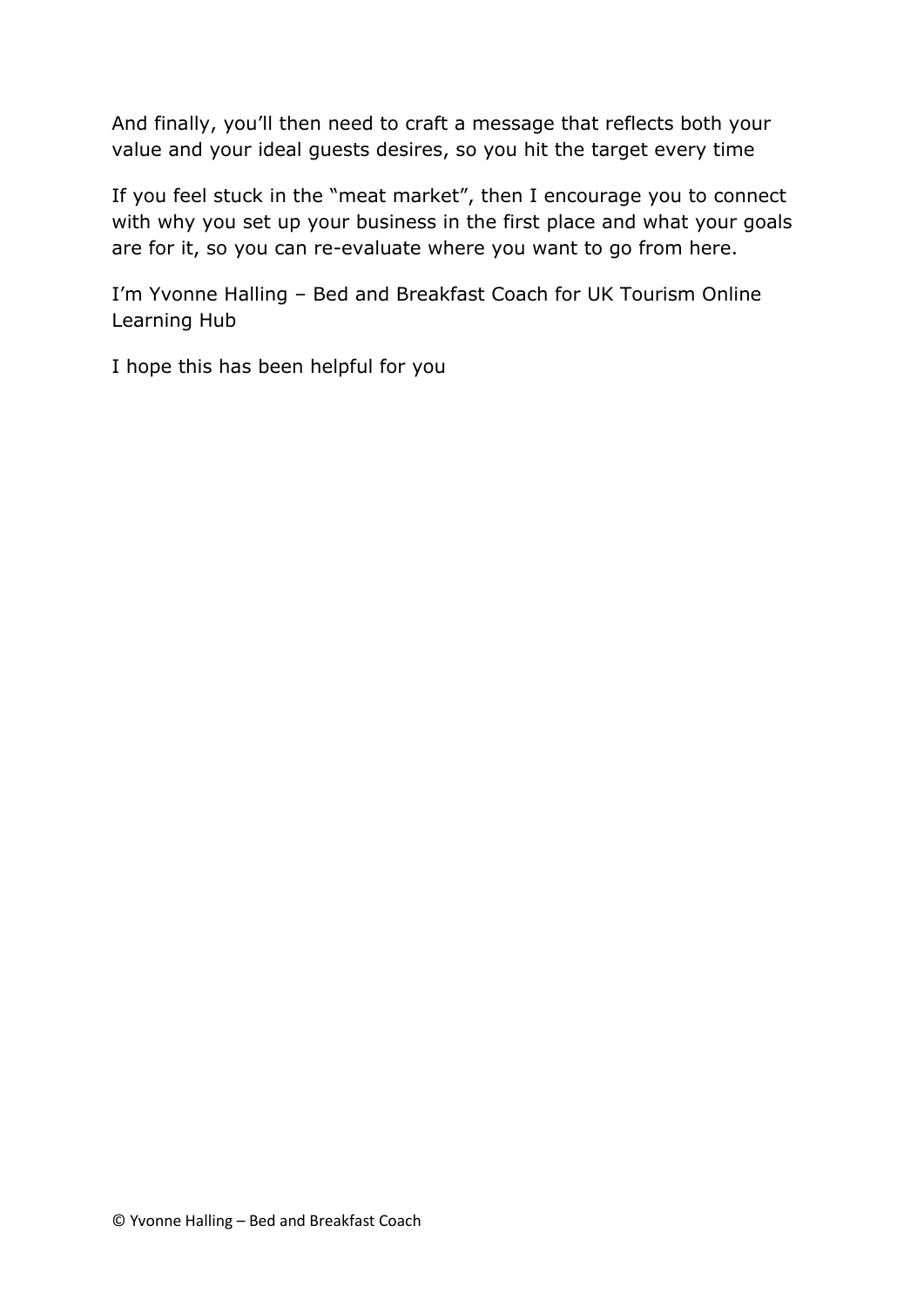And finally, you'll then need to craft a message that reflects both your value and your ideal guests desires, so you hit the target every time

If you feel stuck in the "meat market", then I encourage you to connect with why you set up your business in the first place and what your goals are for it, so you can re-evaluate where you want to go from here.

I'm Yvonne Halling – Bed and Breakfast Coach for UK Tourism Online Learning Hub

I hope this has been helpful for you